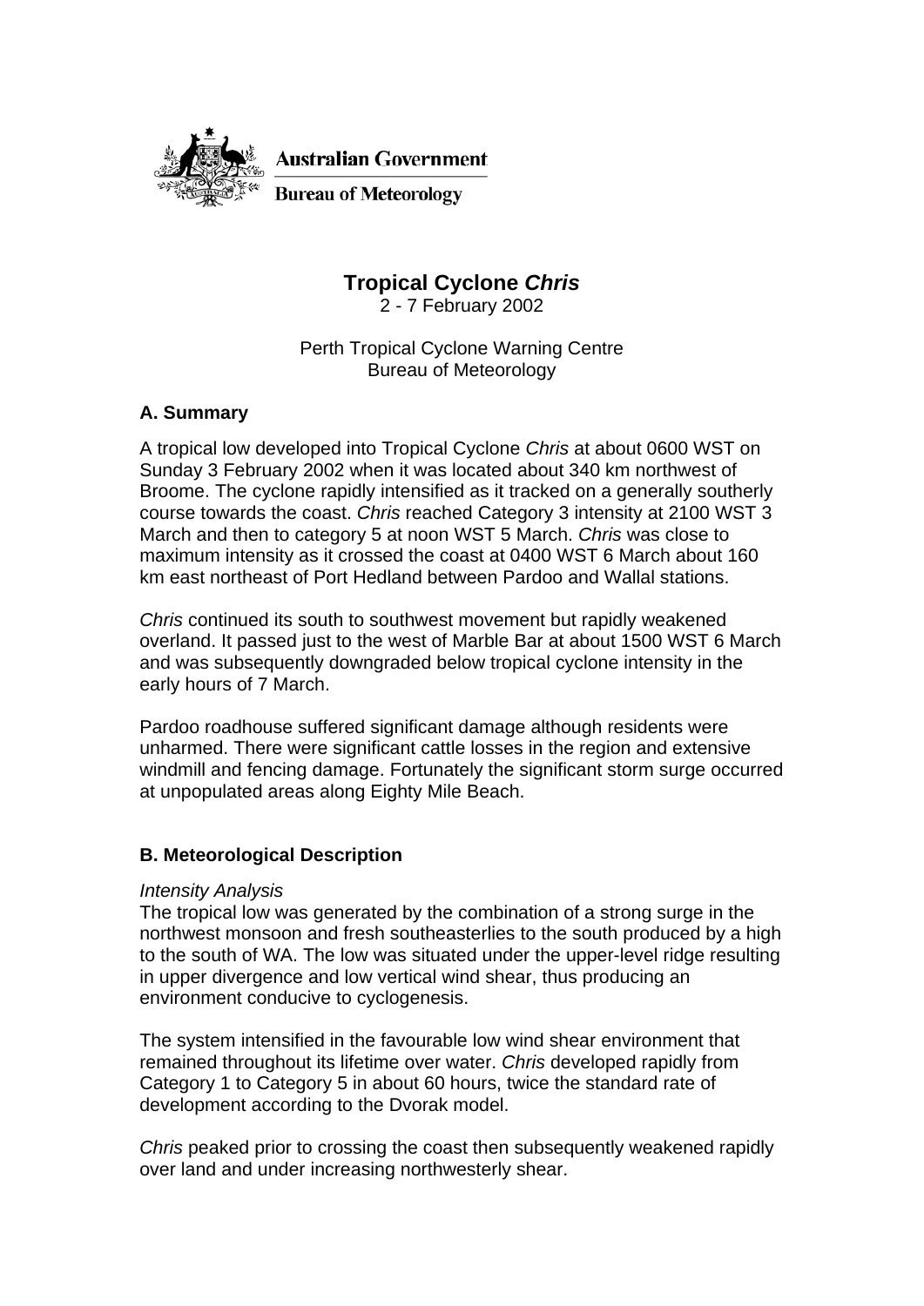Australian Government

Bureau of Meteorology

# Tropical Cyclone *Chris*

2 - 7 February 2002

Perth Tropical Cyclone Warning Centre
Bureau of Meteorology

## A. Summary

A tropical low developed into Tropical Cyclone *Chris* at about 0600 WST on Sunday 3 February 2002 when it was located about 340 km northwest of Broome. The cyclone rapidly intensified as it tracked on a generally southerly course towards the coast. *Chris* reached Category 3 intensity at 2100 WST 3 March and then to category 5 at noon WST 5 March. *Chris* was close to maximum intensity as it crossed the coast at 0400 WST 6 March about 160 km east northeast of Port Hedland between Pardoo and Wallal stations.

*Chris* continued its south to southwest movement but rapidly weakened overland. It passed just to the west of Marble Bar at about 1500 WST 6 March and was subsequently downgraded below tropical cyclone intensity in the early hours of 7 March.

Pardoo roadhouse suffered significant damage although residents were unharmed. There were significant cattle losses in the region and extensive windmill and fencing damage. Fortunately the significant storm surge occurred at unpopulated areas along Eighty Mile Beach.

## B. Meteorological Description

*Intensity Analysis*

The tropical low was generated by the combination of a strong surge in the northwest monsoon and fresh southeasterlies to the south produced by a high to the south of WA. The low was situated under the upper-level ridge resulting in upper divergence and low vertical wind shear, thus producing an environment conducive to cyclogenesis.

The system intensified in the favourable low wind shear environment that remained throughout its lifetime over water. *Chris* developed rapidly from Category 1 to Category 5 in about 60 hours, twice the standard rate of development according to the Dvorak model.

*Chris* peaked prior to crossing the coast then subsequently weakened rapidly over land and under increasing northwesterly shear.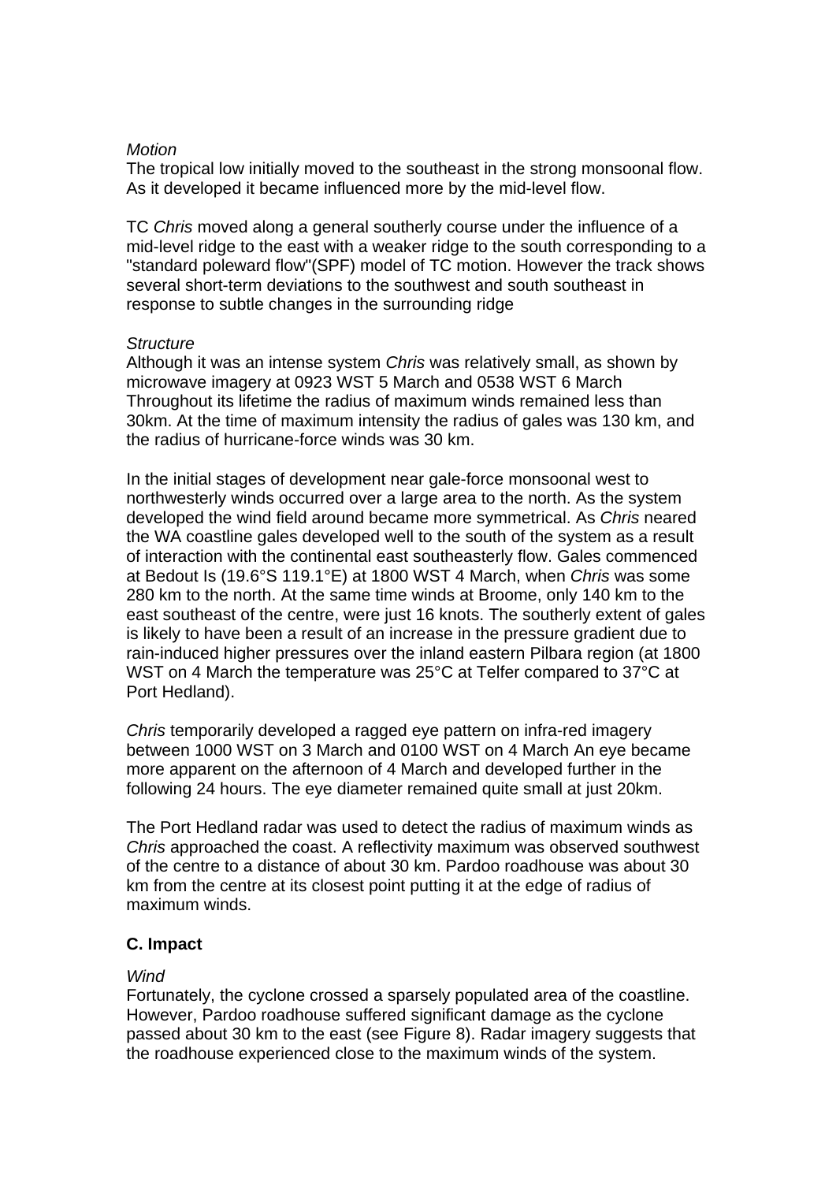*Motion*
The tropical low initially moved to the southeast in the strong monsoonal flow. As it developed it became influenced more by the mid-level flow.

TC *Chris* moved along a general southerly course under the influence of a mid-level ridge to the east with a weaker ridge to the south corresponding to a "standard poleward flow"(SPF) model of TC motion. However the track shows several short-term deviations to the southwest and south southeast in response to subtle changes in the surrounding ridge

*Structure*
Although it was an intense system *Chris* was relatively small, as shown by microwave imagery at 0923 WST 5 March and 0538 WST 6 March Throughout its lifetime the radius of maximum winds remained less than 30km. At the time of maximum intensity the radius of gales was 130 km, and the radius of hurricane-force winds was 30 km.

In the initial stages of development near gale-force monsoonal west to northwesterly winds occurred over a large area to the north. As the system developed the wind field around became more symmetrical. As *Chris* neared the WA coastline gales developed well to the south of the system as a result of interaction with the continental east southeasterly flow. Gales commenced at Bedout Is (19.6°S 119.1°E) at 1800 WST 4 March, when *Chris* was some 280 km to the north. At the same time winds at Broome, only 140 km to the east southeast of the centre, were just 16 knots. The southerly extent of gales is likely to have been a result of an increase in the pressure gradient due to rain-induced higher pressures over the inland eastern Pilbara region (at 1800 WST on 4 March the temperature was 25°C at Telfer compared to 37°C at Port Hedland).

*Chris* temporarily developed a ragged eye pattern on infra-red imagery between 1000 WST on 3 March and 0100 WST on 4 March An eye became more apparent on the afternoon of 4 March and developed further in the following 24 hours. The eye diameter remained quite small at just 20km.

The Port Hedland radar was used to detect the radius of maximum winds as *Chris* approached the coast. A reflectivity maximum was observed southwest of the centre to a distance of about 30 km. Pardoo roadhouse was about 30 km from the centre at its closest point putting it at the edge of radius of maximum winds.

## C. Impact

*Wind*
Fortunately, the cyclone crossed a sparsely populated area of the coastline. However, Pardoo roadhouse suffered significant damage as the cyclone passed about 30 km to the east (see Figure 8). Radar imagery suggests that the roadhouse experienced close to the maximum winds of the system.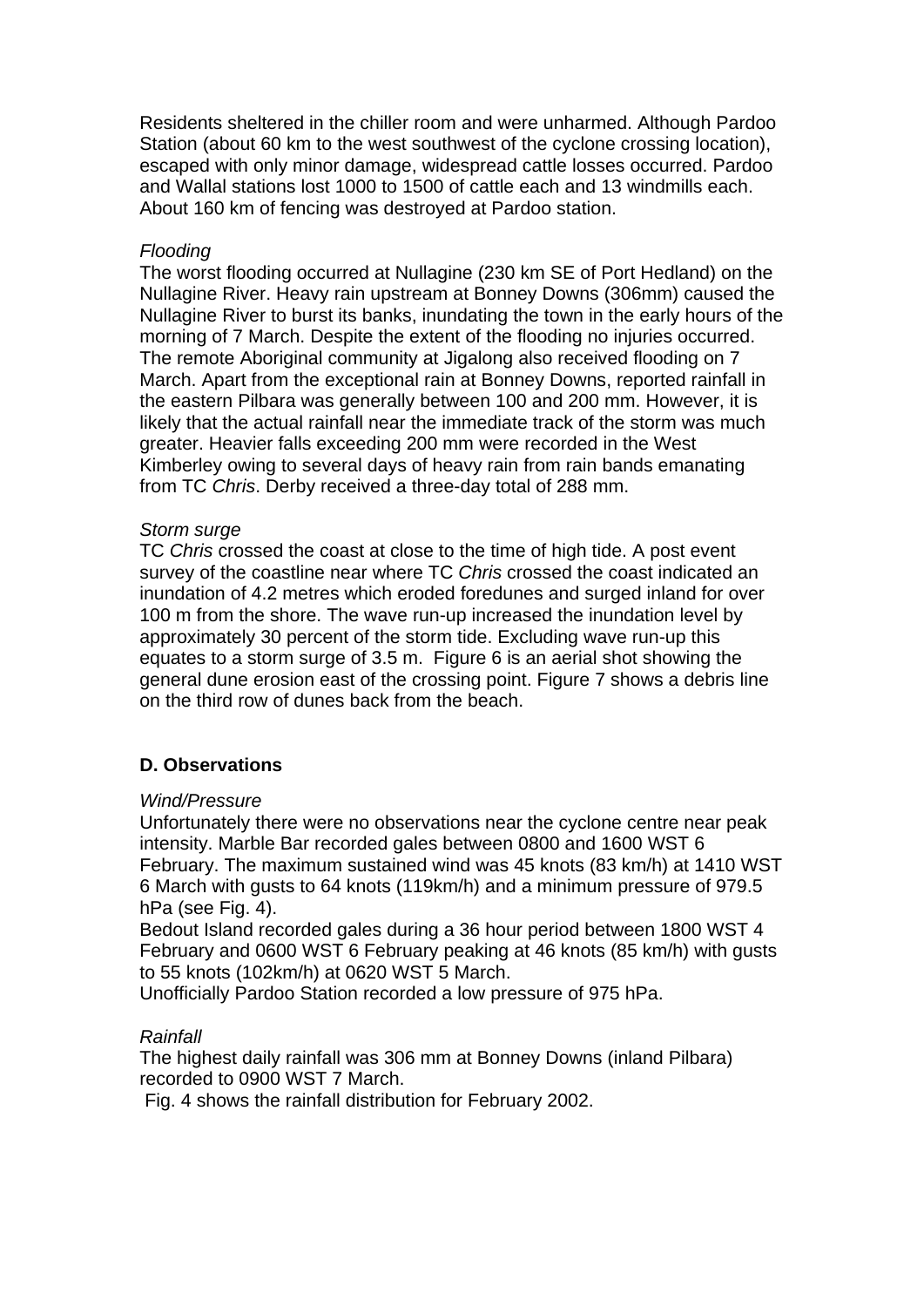Residents sheltered in the chiller room and were unharmed. Although Pardoo Station (about 60 km to the west southwest of the cyclone crossing location), escaped with only minor damage, widespread cattle losses occurred. Pardoo and Wallal stations lost 1000 to 1500 of cattle each and 13 windmills each. About 160 km of fencing was destroyed at Pardoo station.

*Flooding*

The worst flooding occurred at Nullagine (230 km SE of Port Hedland) on the Nullagine River. Heavy rain upstream at Bonney Downs (306mm) caused the Nullagine River to burst its banks, inundating the town in the early hours of the morning of 7 March. Despite the extent of the flooding no injuries occurred. The remote Aboriginal community at Jigalong also received flooding on 7 March. Apart from the exceptional rain at Bonney Downs, reported rainfall in the eastern Pilbara was generally between 100 and 200 mm. However, it is likely that the actual rainfall near the immediate track of the storm was much greater. Heavier falls exceeding 200 mm were recorded in the West Kimberley owing to several days of heavy rain from rain bands emanating from TC *Chris*. Derby received a three-day total of 288 mm.

*Storm surge*

TC *Chris* crossed the coast at close to the time of high tide. A post event survey of the coastline near where TC *Chris* crossed the coast indicated an inundation of 4.2 metres which eroded foredunes and surged inland for over 100 m from the shore. The wave run-up increased the inundation level by approximately 30 percent of the storm tide. Excluding wave run-up this equates to a storm surge of 3.5 m. Figure 6 is an aerial shot showing the general dune erosion east of the crossing point. Figure 7 shows a debris line on the third row of dunes back from the beach.

## D. Observations

*Wind/Pressure*

Unfortunately there were no observations near the cyclone centre near peak intensity. Marble Bar recorded gales between 0800 and 1600 WST 6 February. The maximum sustained wind was 45 knots (83 km/h) at 1410 WST 6 March with gusts to 64 knots (119km/h) and a minimum pressure of 979.5 hPa (see Fig. 4).

Bedout Island recorded gales during a 36 hour period between 1800 WST 4 February and 0600 WST 6 February peaking at 46 knots (85 km/h) with gusts to 55 knots (102km/h) at 0620 WST 5 March.

Unofficially Pardoo Station recorded a low pressure of 975 hPa.

*Rainfall*

The highest daily rainfall was 306 mm at Bonney Downs (inland Pilbara) recorded to 0900 WST 7 March.

Fig. 4 shows the rainfall distribution for February 2002.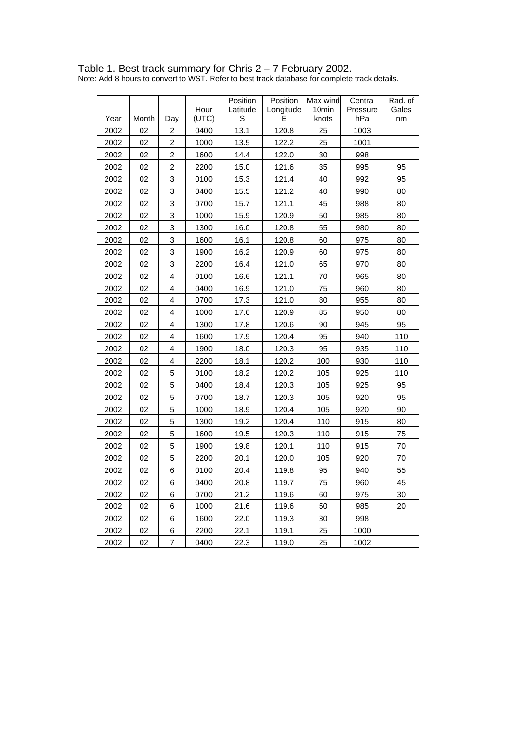Table 1. Best track summary for Chris 2 – 7 February 2002.
Note: Add 8 hours to convert to WST. Refer to best track database for complete track details.

| Year | Month | Day | Hour (UTC) | Position Latitude S | Position Longitude E | Max wind 10min knots | Central Pressure hPa | Rad. of Gales nm |
|---|---|---|---|---|---|---|---|---|
| 2002 | 02 | 2 | 0400 | 13.1 | 120.8 | 25 | 1003 | |
| 2002 | 02 | 2 | 1000 | 13.5 | 122.2 | 25 | 1001 | |
| 2002 | 02 | 2 | 1600 | 14.4 | 122.0 | 30 | 998 | |
| 2002 | 02 | 2 | 2200 | 15.0 | 121.6 | 35 | 995 | 95 |
| 2002 | 02 | 3 | 0100 | 15.3 | 121.4 | 40 | 992 | 95 |
| 2002 | 02 | 3 | 0400 | 15.5 | 121.2 | 40 | 990 | 80 |
| 2002 | 02 | 3 | 0700 | 15.7 | 121.1 | 45 | 988 | 80 |
| 2002 | 02 | 3 | 1000 | 15.9 | 120.9 | 50 | 985 | 80 |
| 2002 | 02 | 3 | 1300 | 16.0 | 120.8 | 55 | 980 | 80 |
| 2002 | 02 | 3 | 1600 | 16.1 | 120.8 | 60 | 975 | 80 |
| 2002 | 02 | 3 | 1900 | 16.2 | 120.9 | 60 | 975 | 80 |
| 2002 | 02 | 3 | 2200 | 16.4 | 121.0 | 65 | 970 | 80 |
| 2002 | 02 | 4 | 0100 | 16.6 | 121.1 | 70 | 965 | 80 |
| 2002 | 02 | 4 | 0400 | 16.9 | 121.0 | 75 | 960 | 80 |
| 2002 | 02 | 4 | 0700 | 17.3 | 121.0 | 80 | 955 | 80 |
| 2002 | 02 | 4 | 1000 | 17.6 | 120.9 | 85 | 950 | 80 |
| 2002 | 02 | 4 | 1300 | 17.8 | 120.6 | 90 | 945 | 95 |
| 2002 | 02 | 4 | 1600 | 17.9 | 120.4 | 95 | 940 | 110 |
| 2002 | 02 | 4 | 1900 | 18.0 | 120.3 | 95 | 935 | 110 |
| 2002 | 02 | 4 | 2200 | 18.1 | 120.2 | 100 | 930 | 110 |
| 2002 | 02 | 5 | 0100 | 18.2 | 120.2 | 105 | 925 | 110 |
| 2002 | 02 | 5 | 0400 | 18.4 | 120.3 | 105 | 925 | 95 |
| 2002 | 02 | 5 | 0700 | 18.7 | 120.3 | 105 | 920 | 95 |
| 2002 | 02 | 5 | 1000 | 18.9 | 120.4 | 105 | 920 | 90 |
| 2002 | 02 | 5 | 1300 | 19.2 | 120.4 | 110 | 915 | 80 |
| 2002 | 02 | 5 | 1600 | 19.5 | 120.3 | 110 | 915 | 75 |
| 2002 | 02 | 5 | 1900 | 19.8 | 120.1 | 110 | 915 | 70 |
| 2002 | 02 | 5 | 2200 | 20.1 | 120.0 | 105 | 920 | 70 |
| 2002 | 02 | 6 | 0100 | 20.4 | 119.8 | 95 | 940 | 55 |
| 2002 | 02 | 6 | 0400 | 20.8 | 119.7 | 75 | 960 | 45 |
| 2002 | 02 | 6 | 0700 | 21.2 | 119.6 | 60 | 975 | 30 |
| 2002 | 02 | 6 | 1000 | 21.6 | 119.6 | 50 | 985 | 20 |
| 2002 | 02 | 6 | 1600 | 22.0 | 119.3 | 30 | 998 | |
| 2002 | 02 | 6 | 2200 | 22.1 | 119.1 | 25 | 1000 | |
| 2002 | 02 | 7 | 0400 | 22.3 | 119.0 | 25 | 1002 | |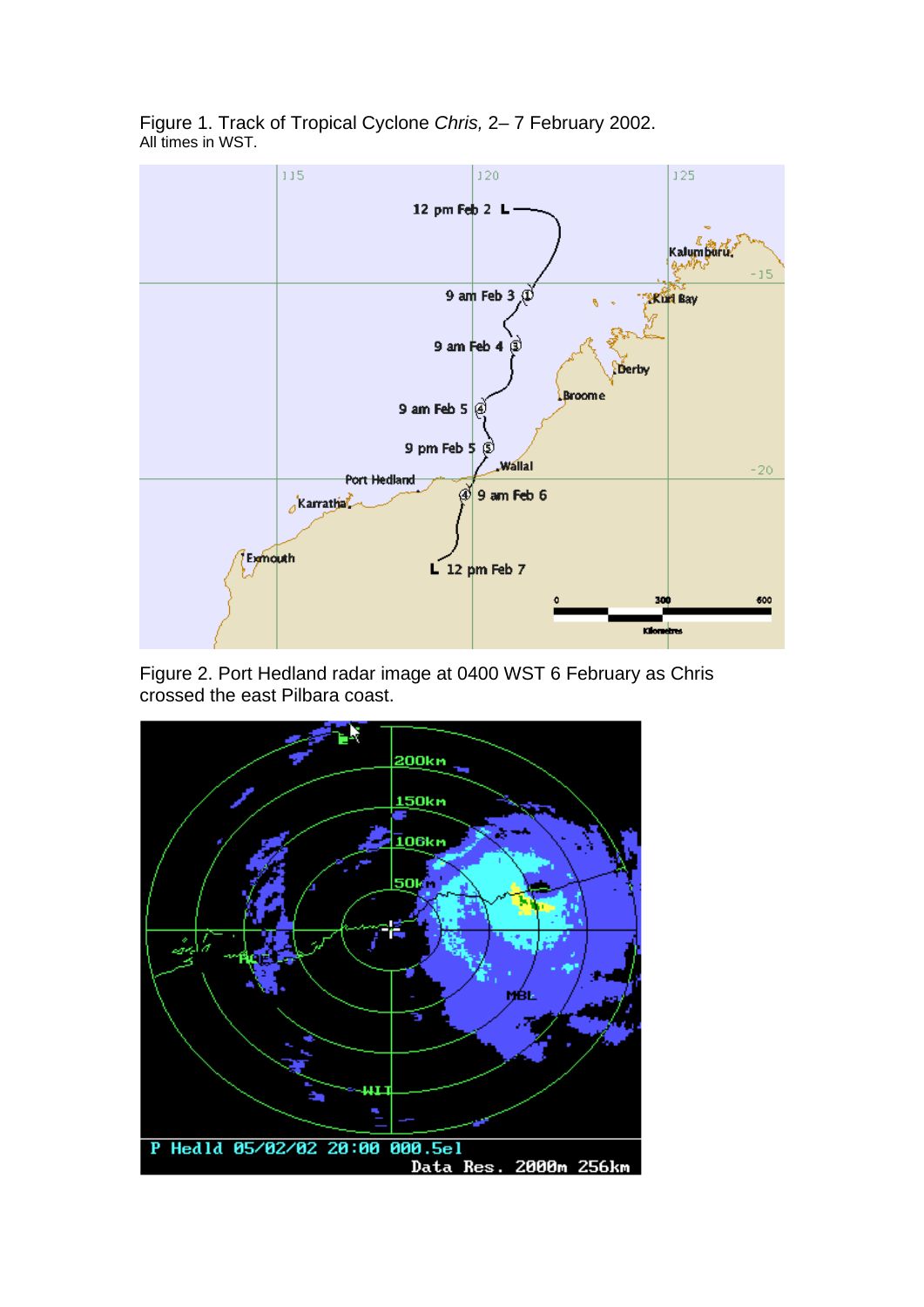Figure 1. Track of Tropical Cyclone *Chris,* 2– 7 February 2002.
All times in WST.

Figure 2. Port Hedland radar image at 0400 WST 6 February as Chris crossed the east Pilbara coast.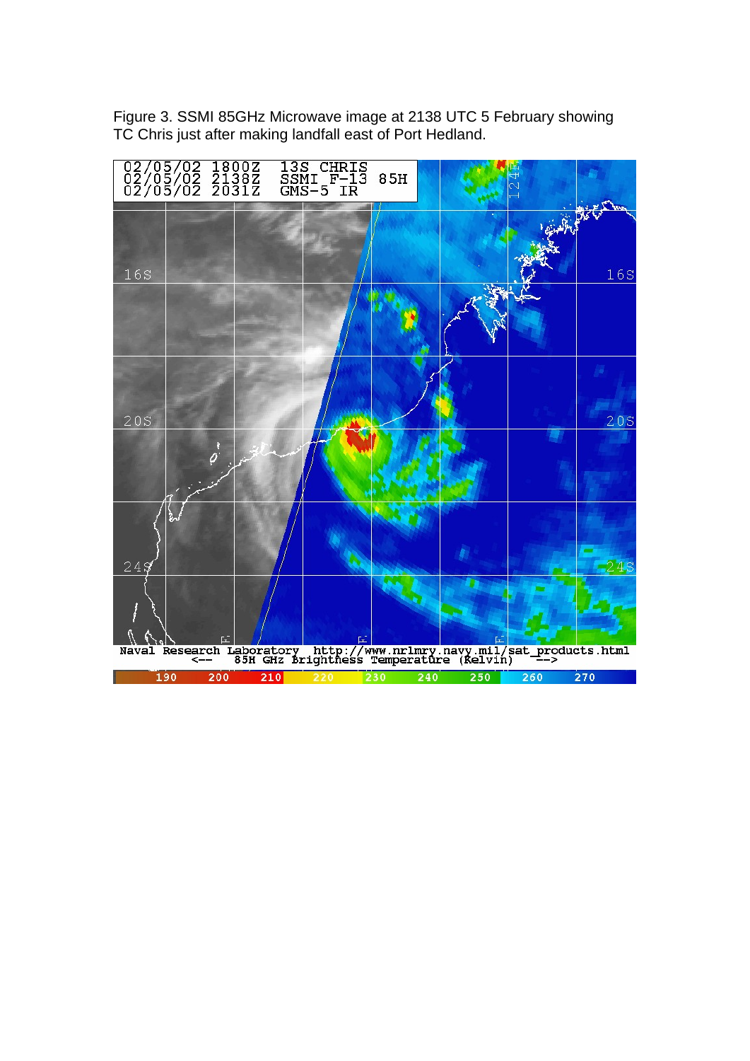Figure 3. SSMI 85GHz Microwave image at 2138 UTC 5 February showing TC Chris just after making landfall east of Port Hedland.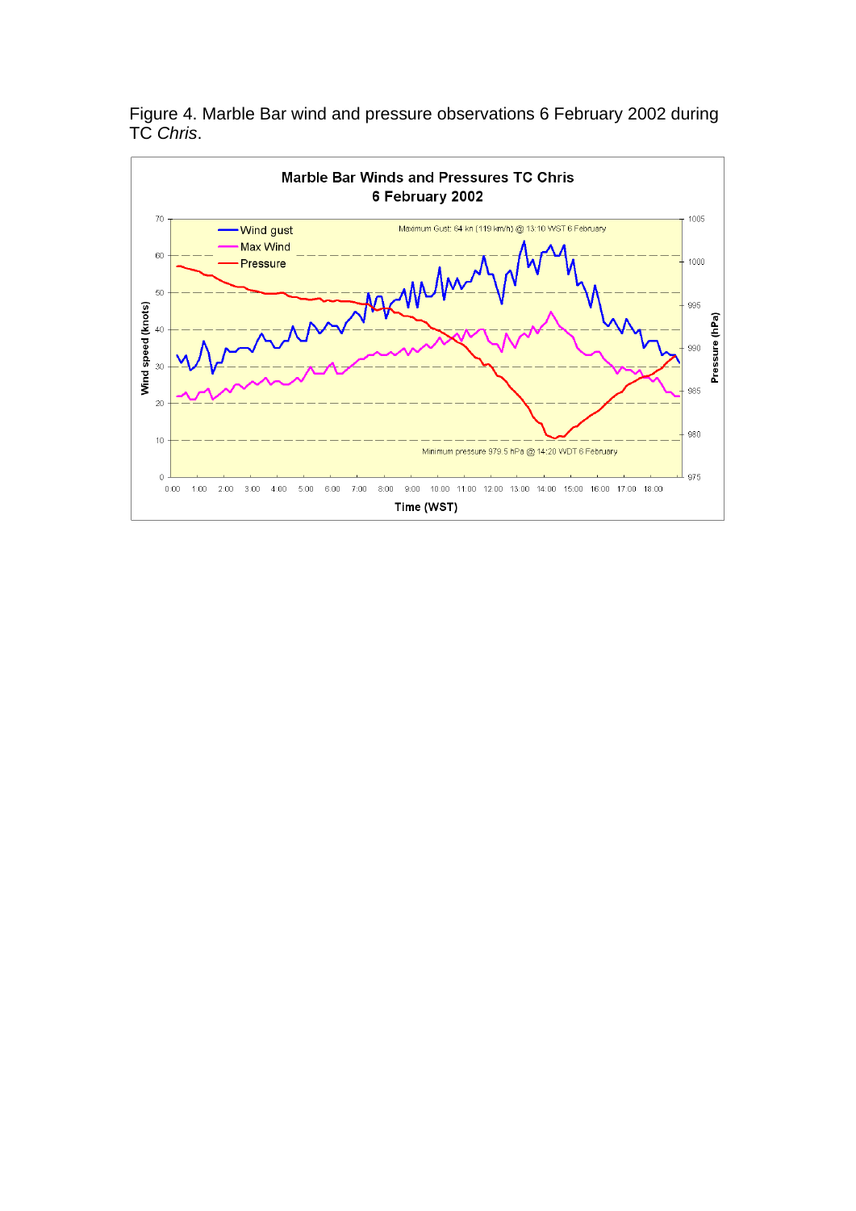Figure 4. Marble Bar wind and pressure observations 6 February 2002 during TC *Chris*.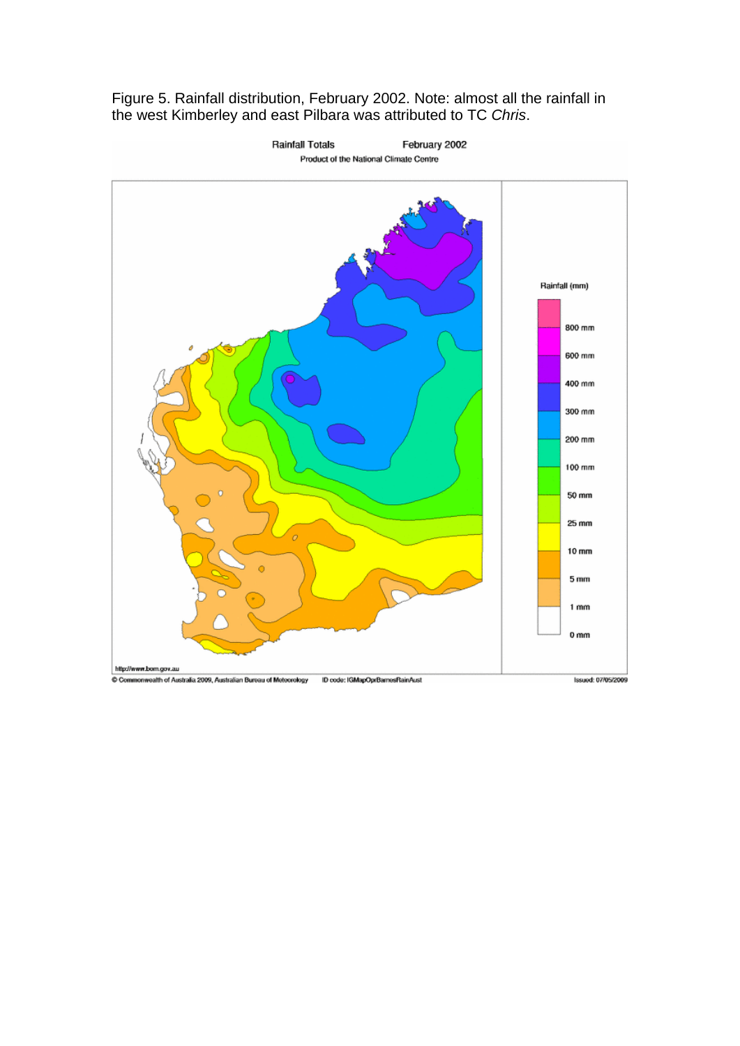Figure 5. Rainfall distribution, February 2002. Note: almost all the rainfall in the west Kimberley and east Pilbara was attributed to TC *Chris*.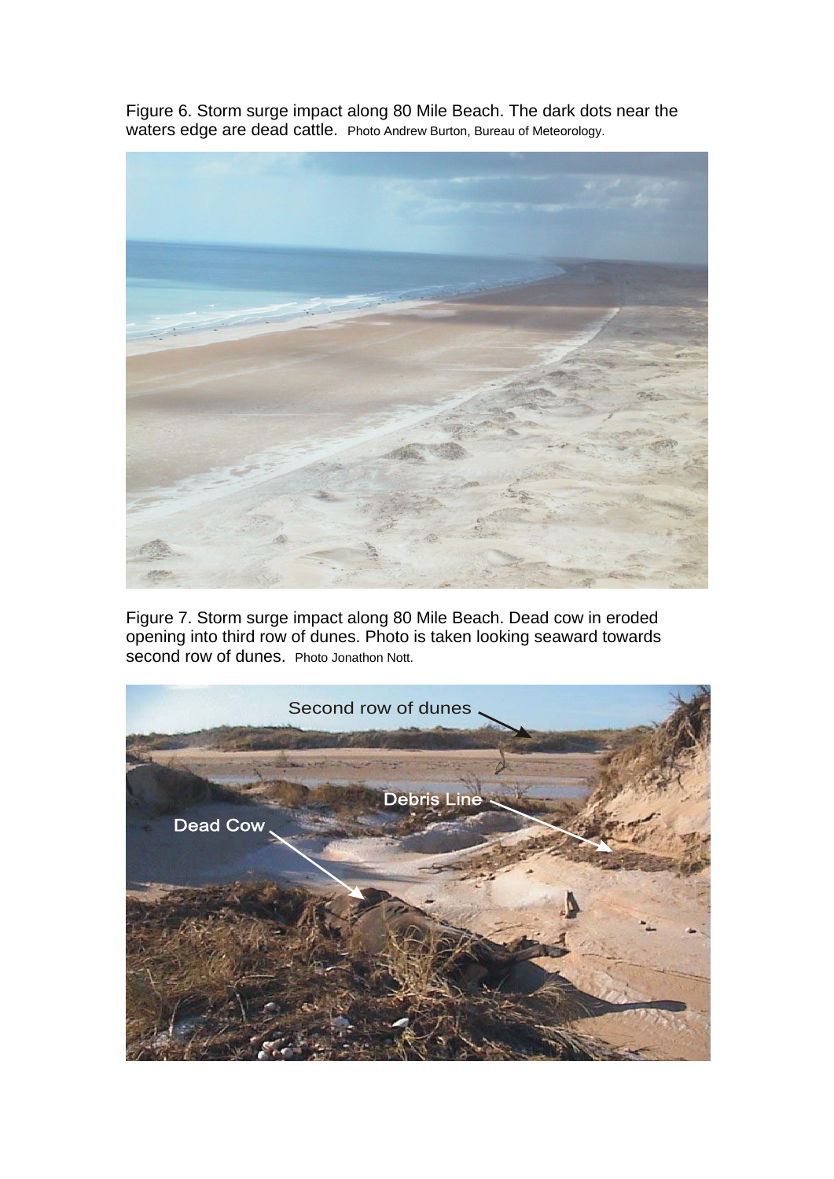Figure 6. Storm surge impact along 80 Mile Beach. The dark dots near the waters edge are dead cattle. Photo Andrew Burton, Bureau of Meteorology.

Figure 7. Storm surge impact along 80 Mile Beach. Dead cow in eroded opening into third row of dunes. Photo is taken looking seaward towards second row of dunes. Photo Jonathon Nott.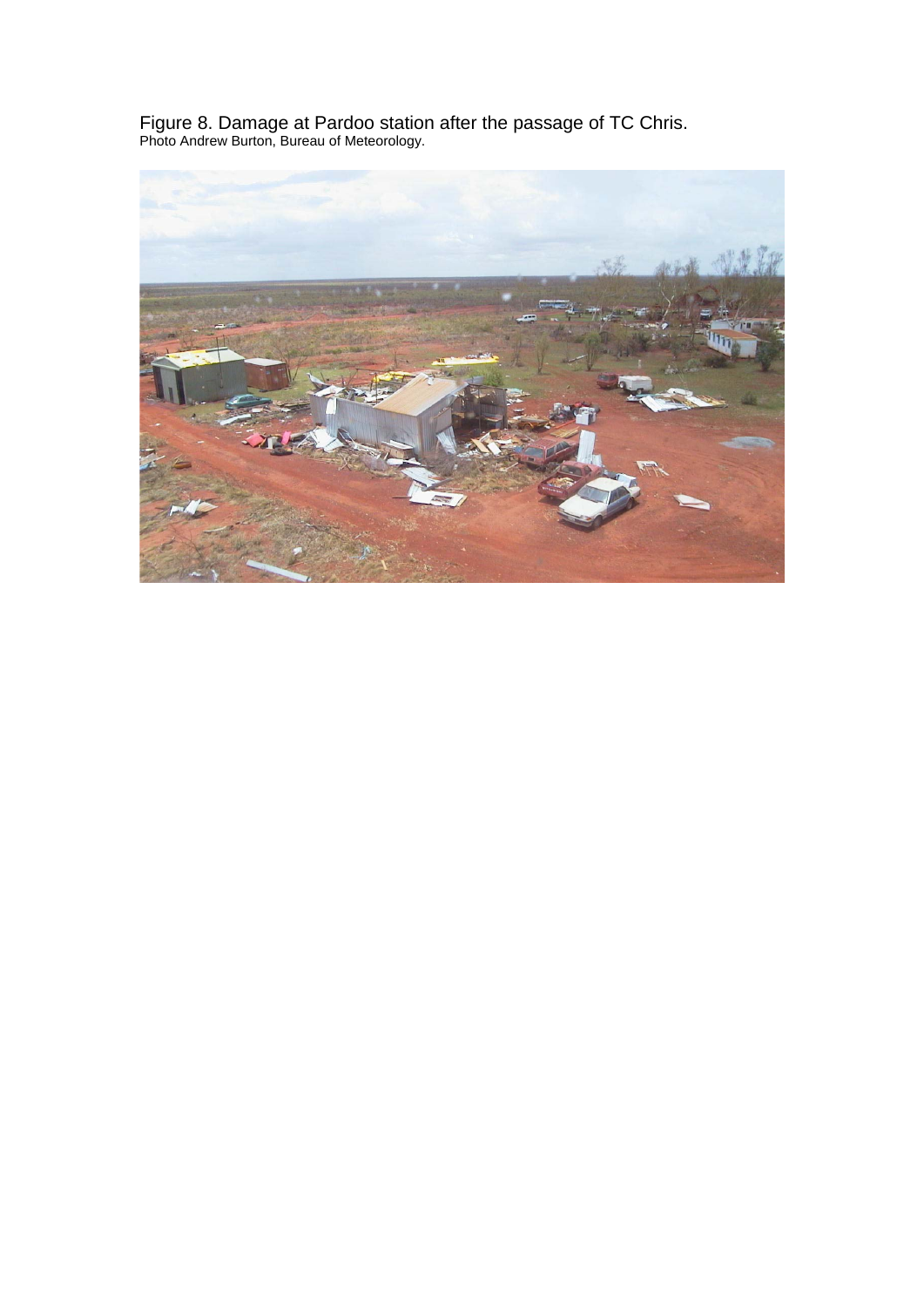Figure 8. Damage at Pardoo station after the passage of TC Chris.
Photo Andrew Burton, Bureau of Meteorology.